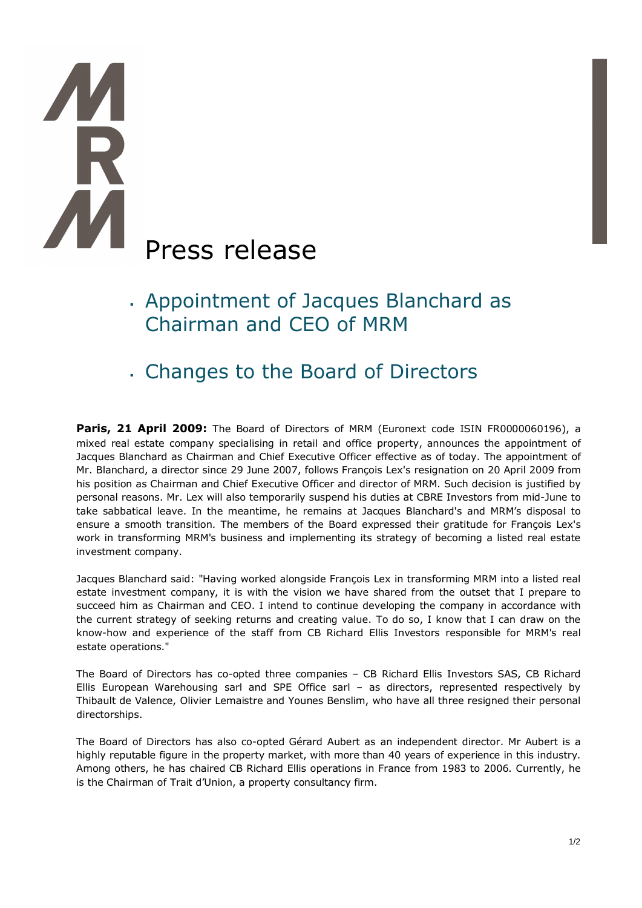# Press release

## Appointment of Jacques Blanchard as Chairman and CEO of MRM

## Changes to the Board of Directors

**Paris, 21 April 2009:** The Board of Directors of MRM (Euronext code ISIN FR0000060196), a mixed real estate company specialising in retail and office property, announces the appointment of Jacques Blanchard as Chairman and Chief Executive Officer effective as of today. The appointment of Mr. Blanchard, a director since 29 June 2007, follows François Lex's resignation on 20 April 2009 from his position as Chairman and Chief Executive Officer and director of MRM. Such decision is justified by personal reasons. Mr. Lex will also temporarily suspend his duties at CBRE Investors from mid-June to take sabbatical leave. In the meantime, he remains at Jacques Blanchard's and MRM's disposal to ensure a smooth transition. The members of the Board expressed their gratitude for François Lex's work in transforming MRM's business and implementing its strategy of becoming a listed real estate investment company.

Jacques Blanchard said: "Having worked alongside François Lex in transforming MRM into a listed real estate investment company, it is with the vision we have shared from the outset that I prepare to succeed him as Chairman and CEO. I intend to continue developing the company in accordance with the current strategy of seeking returns and creating value. To do so, I know that I can draw on the know-how and experience of the staff from CB Richard Ellis Investors responsible for MRM's real estate operations."

The Board of Directors has co-opted three companies – CB Richard Ellis Investors SAS, CB Richard Ellis European Warehousing sarl and SPE Office sarl – as directors, represented respectively by Thibault de Valence, Olivier Lemaistre and Younes Benslim, who have all three resigned their personal directorships.

The Board of Directors has also co-opted Gérard Aubert as an independent director. Mr Aubert is a highly reputable figure in the property market, with more than 40 years of experience in this industry. Among others, he has chaired CB Richard Ellis operations in France from 1983 to 2006. Currently, he is the Chairman of Trait d'Union, a property consultancy firm.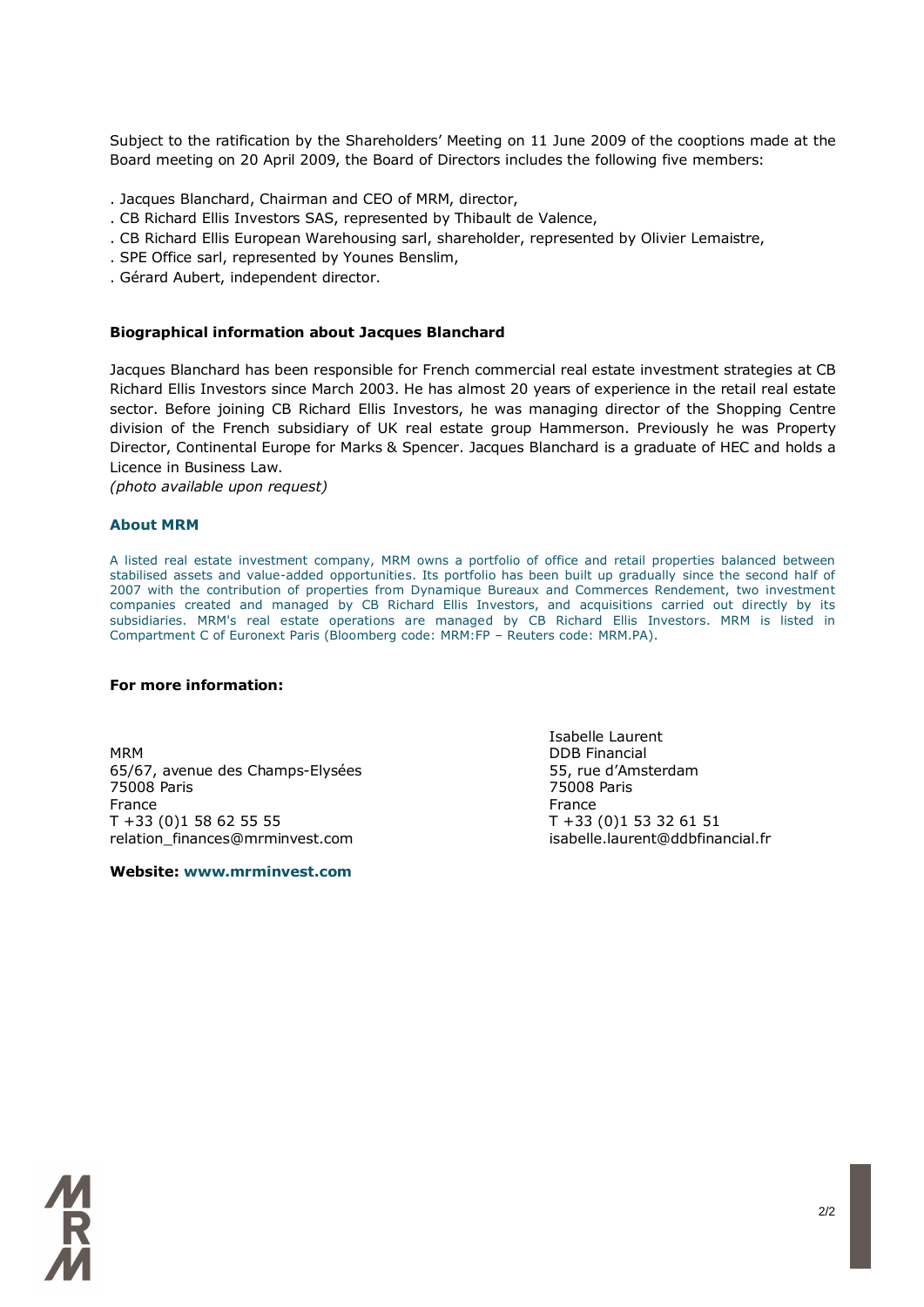Subject to the ratification by the Shareholders' Meeting on 11 June 2009 of the cooptions made at the Board meeting on 20 April 2009, the Board of Directors includes the following five members:

. Jacques Blanchard, Chairman and CEO of MRM, director,
. CB Richard Ellis Investors SAS, represented by Thibault de Valence,
. CB Richard Ellis European Warehousing sarl, shareholder, represented by Olivier Lemaistre,
. SPE Office sarl, represented by Younes Benslim,
. Gérard Aubert, independent director.

**Biographical information about Jacques Blanchard**

Jacques Blanchard has been responsible for French commercial real estate investment strategies at CB Richard Ellis Investors since March 2003. He has almost 20 years of experience in the retail real estate sector. Before joining CB Richard Ellis Investors, he was managing director of the Shopping Centre division of the French subsidiary of UK real estate group Hammerson. Previously he was Property Director, Continental Europe for Marks & Spencer. Jacques Blanchard is a graduate of HEC and holds a Licence in Business Law.
*(photo available upon request)*

**About MRM**

A listed real estate investment company, MRM owns a portfolio of office and retail properties balanced between stabilised assets and value-added opportunities. Its portfolio has been built up gradually since the second half of 2007 with the contribution of properties from Dynamique Bureaux and Commerces Rendement, two investment companies created and managed by CB Richard Ellis Investors, and acquisitions carried out directly by its subsidiaries. MRM's real estate operations are managed by CB Richard Ellis Investors. MRM is listed in Compartment C of Euronext Paris (Bloomberg code: MRM:FP – Reuters code: MRM.PA).

**For more information:**

MRM
65/67, avenue des Champs-Elysées
75008 Paris
France
T +33 (0)1 58 62 55 55
relation_finances@mrminvest.com

Isabelle Laurent
DDB Financial
55, rue d'Amsterdam
75008 Paris
France
T +33 (0)1 53 32 61 51
isabelle.laurent@ddbfinancial.fr

**Website: www.mrminvest.com**